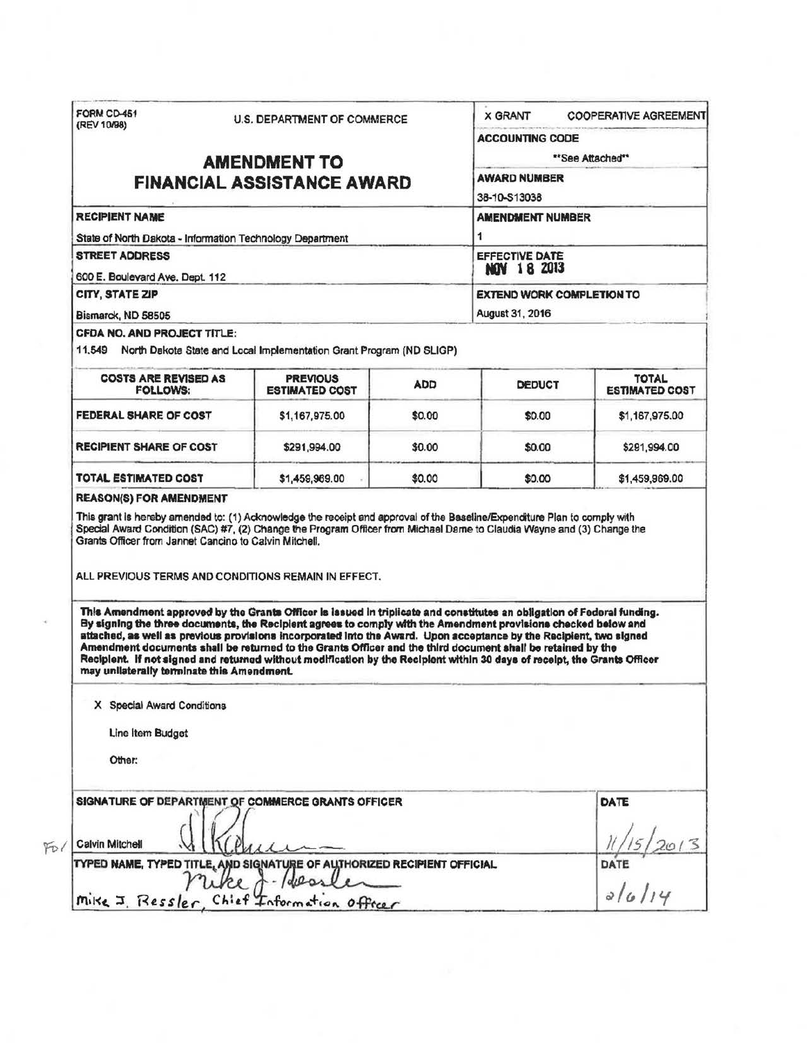FORM CD-451
(REV 10/98)

U.S. DEPARTMENT OF COMMERCE

# AMENDMENT TO FINANCIAL ASSISTANCE AWARD

X GRANT    COOPERATIVE AGREEMENT

**ACCOUNTING CODE**
"See Attached"

**AWARD NUMBER**
38-10-S13038

**RECIPIENT NAME**
State of North Dakota - Information Technology Department

**AMENDMENT NUMBER**
1

**STREET ADDRESS**
600 E. Boulevard Ave. Dept. 112

**EFFECTIVE DATE**
NOV 18 2013

**CITY, STATE ZIP**
Bismarck, ND 58505

**EXTEND WORK COMPLETION TO**
August 31, 2016

**CFDA NO. AND PROJECT TITLE:**
11.549 North Dakota State and Local Implementation Grant Program (ND SLIGP)

| COSTS ARE REVISED AS FOLLOWS: | PREVIOUS ESTIMATED COST | ADD | DEDUCT | TOTAL ESTIMATED COST |
|---|---|---|---|---|
| FEDERAL SHARE OF COST | $1,167,975.00 | $0.00 | $0.00 | $1,167,975.00 |
| RECIPIENT SHARE OF COST | $291,994.00 | $0.00 | $0.00 | $291,994.00 |
| TOTAL ESTIMATED COST | $1,459,969.00 | $0.00 | $0.00 | $1,459,969.00 |

**REASON(S) FOR AMENDMENT**

This grant is hereby amended to: (1) Acknowledge the receipt and approval of the Baseline/Expenditure Plan to comply with Special Award Condition (SAC) #7, (2) Change the Program Officer from Michael Dame to Claudia Wayne and (3) Change the Grants Officer from Jannet Cancino to Calvin Mitchell.

ALL PREVIOUS TERMS AND CONDITIONS REMAIN IN EFFECT.

**This Amendment approved by the Grants Officer is issued in triplicate and constitutes an obligation of Federal funding. By signing the three documents, the Recipient agrees to comply with the Amendment provisions checked below and attached, as well as previous provisions incorporated into the Award. Upon acceptance by the Recipient, two signed Amendment documents shall be returned to the Grants Officer and the third document shall be retained by the Recipient. If not signed and returned without modification by the Recipient within 30 days of receipt, the Grants Officer may unilaterally terminate this Amendment.**

X Special Award Conditions

Line Item Budget

Other:

**SIGNATURE OF DEPARTMENT OF COMMERCE GRANTS OFFICER** — **DATE**

For Calvin Mitchell — 11/15/2013

**TYPED NAME, TYPED TITLE, AND SIGNATURE OF AUTHORIZED RECIPIENT OFFICIAL** — **DATE**

Mike J. Ressler, Chief Information Officer — 2/6/14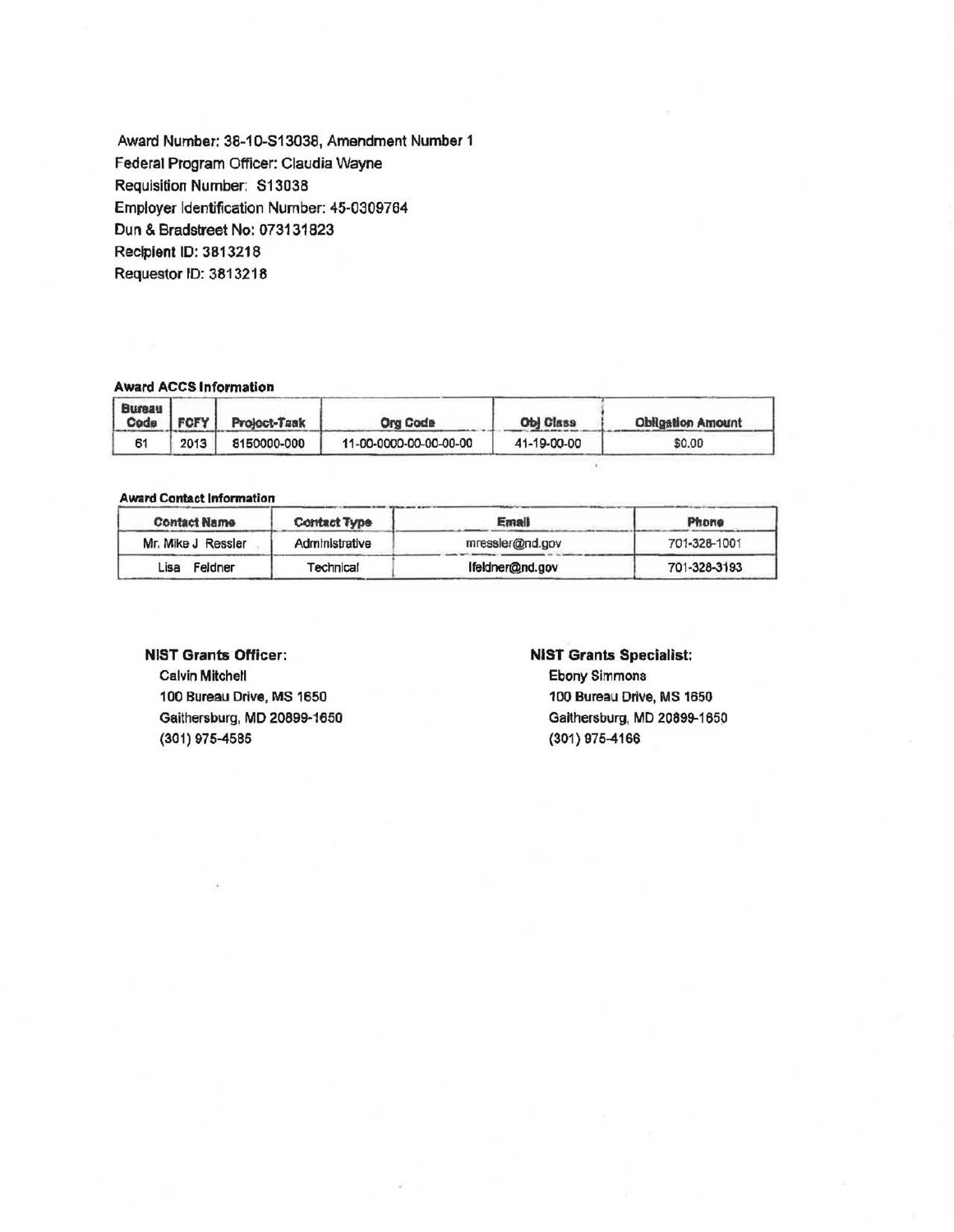Award Number: 38-10-S13038, Amendment Number 1
Federal Program Officer: Claudia Wayne
Requisition Number: S13038
Employer Identification Number: 45-0309764
Dun & Bradstreet No: 073131823
Recipient ID: 3813218
Requestor ID: 3813218

**Award ACCS Information**

| Bureau Code | FCFY | Project-Task | Org Code | Obj Class | Obligation Amount |
|---|---|---|---|---|---|
| 61 | 2013 | 8150000-000 | 11-00-0000-00-00-00-00 | 41-19-00-00 | $0.00 |

**Award Contact Information**

| Contact Name | Contact Type | Email | Phone |
|---|---|---|---|
| Mr. Mike J Ressler | Administrative | mressler@nd.gov | 701-328-1001 |
| Lisa Feldner | Technical | lfeldner@nd.gov | 701-328-3193 |

**NIST Grants Officer:**
Calvin Mitchell
100 Bureau Drive, MS 1650
Gaithersburg, MD 20899-1650
(301) 975-4585

**NIST Grants Specialist:**
Ebony Simmons
100 Bureau Drive, MS 1650
Gaithersburg, MD 20899-1650
(301) 975-4166